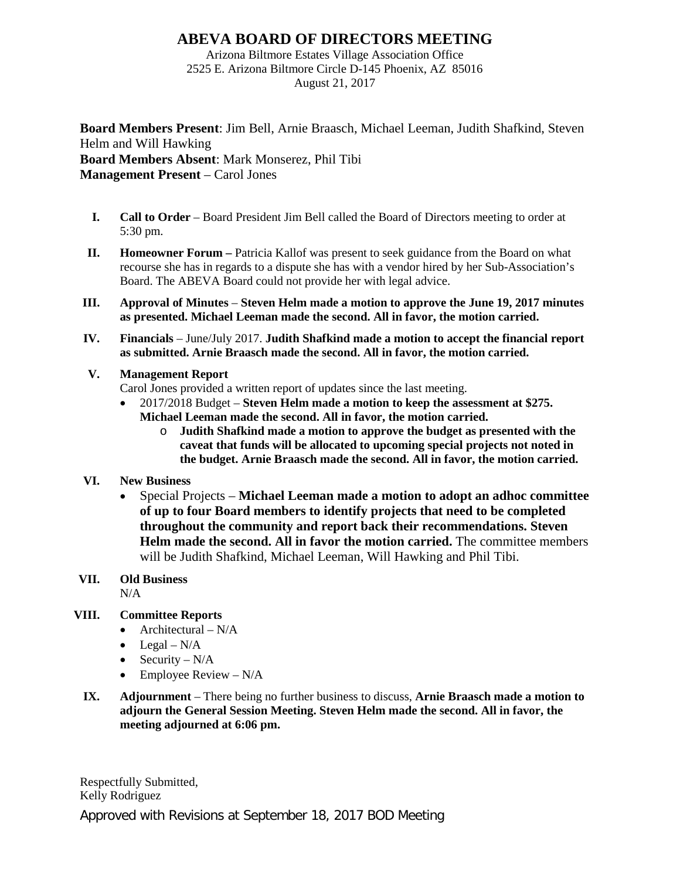# ABEVA BOARD OF DIRECTORS MEETING

Arizona Biltmore Estates Village Association Office
2525 E. Arizona Biltmore Circle D-145 Phoenix, AZ 85016
August 21, 2017

**Board Members Present**: Jim Bell, Arnie Braasch, Michael Leeman, Judith Shafkind, Steven Helm and Will Hawking
**Board Members Absent**: Mark Monserez, Phil Tibi
**Management Present** – Carol Jones

I. **Call to Order** – Board President Jim Bell called the Board of Directors meeting to order at 5:30 pm.

II. **Homeowner Forum –** Patricia Kallof was present to seek guidance from the Board on what recourse she has in regards to a dispute she has with a vendor hired by her Sub-Association's Board. The ABEVA Board could not provide her with legal advice.

III. **Approval of Minutes** – **Steven Helm made a motion to approve the June 19, 2017 minutes as presented. Michael Leeman made the second. All in favor, the motion carried.**

IV. **Financials** – June/July 2017. **Judith Shafkind made a motion to accept the financial report as submitted. Arnie Braasch made the second. All in favor, the motion carried.**

V. **Management Report**
Carol Jones provided a written report of updates since the last meeting.
- 2017/2018 Budget – **Steven Helm made a motion to keep the assessment at $275. Michael Leeman made the second. All in favor, the motion carried.**
  - **Judith Shafkind made a motion to approve the budget as presented with the caveat that funds will be allocated to upcoming special projects not noted in the budget. Arnie Braasch made the second. All in favor, the motion carried.**

VI. **New Business**
- Special Projects – **Michael Leeman made a motion to adopt an adhoc committee of up to four Board members to identify projects that need to be completed throughout the community and report back their recommendations. Steven Helm made the second. All in favor the motion carried.** The committee members will be Judith Shafkind, Michael Leeman, Will Hawking and Phil Tibi.

VII. **Old Business**
N/A

VIII. **Committee Reports**
- Architectural – N/A
- Legal – N/A
- Security – N/A
- Employee Review – N/A

IX. **Adjournment** – There being no further business to discuss, **Arnie Braasch made a motion to adjourn the General Session Meeting. Steven Helm made the second. All in favor, the meeting adjourned at 6:06 pm.**

Respectfully Submitted,
Kelly Rodriguez

Approved with Revisions at September 18, 2017 BOD Meeting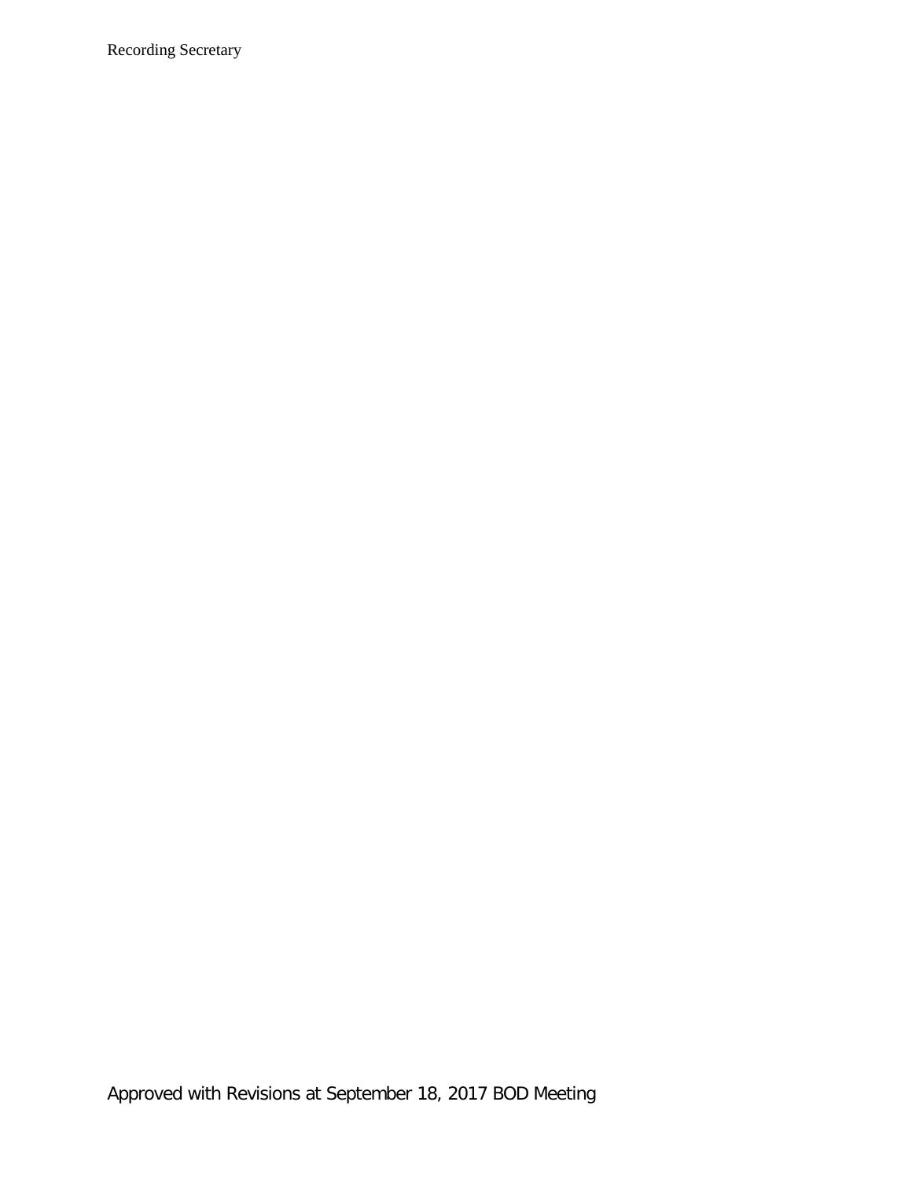Recording Secretary